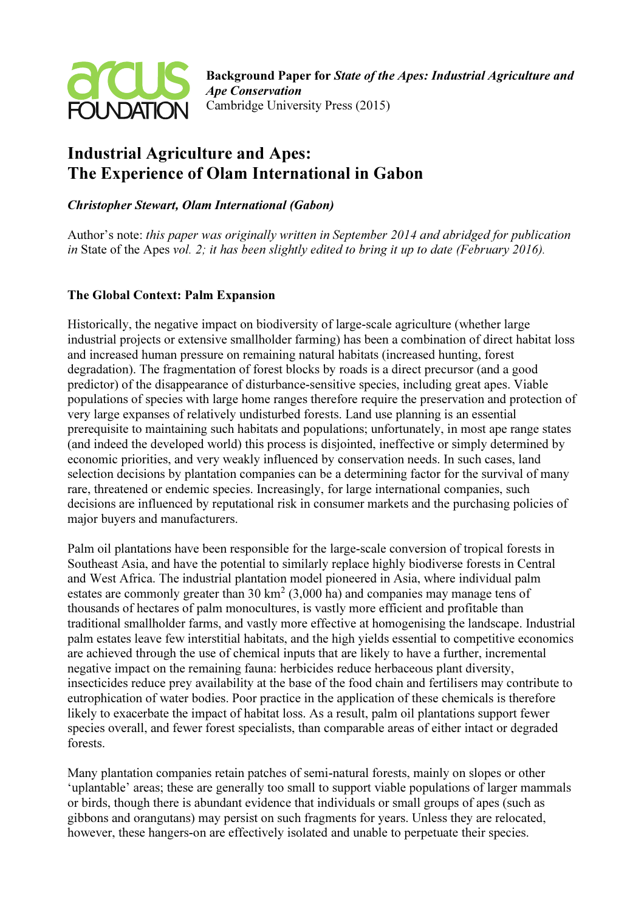**Background Paper for *State of the Apes: Industrial Agriculture and Ape Conservation***
Cambridge University Press (2015)

# Industrial Agriculture and Apes: The Experience of Olam International in Gabon

***Christopher Stewart, Olam International (Gabon)***

Author's note: *this paper was originally written in September 2014 and abridged for publication in* State of the Apes *vol. 2; it has been slightly edited to bring it up to date (February 2016).*

## The Global Context: Palm Expansion

Historically, the negative impact on biodiversity of large-scale agriculture (whether large industrial projects or extensive smallholder farming) has been a combination of direct habitat loss and increased human pressure on remaining natural habitats (increased hunting, forest degradation). The fragmentation of forest blocks by roads is a direct precursor (and a good predictor) of the disappearance of disturbance-sensitive species, including great apes. Viable populations of species with large home ranges therefore require the preservation and protection of very large expanses of relatively undisturbed forests. Land use planning is an essential prerequisite to maintaining such habitats and populations; unfortunately, in most ape range states (and indeed the developed world) this process is disjointed, ineffective or simply determined by economic priorities, and very weakly influenced by conservation needs. In such cases, land selection decisions by plantation companies can be a determining factor for the survival of many rare, threatened or endemic species. Increasingly, for large international companies, such decisions are influenced by reputational risk in consumer markets and the purchasing policies of major buyers and manufacturers.

Palm oil plantations have been responsible for the large-scale conversion of tropical forests in Southeast Asia, and have the potential to similarly replace highly biodiverse forests in Central and West Africa. The industrial plantation model pioneered in Asia, where individual palm estates are commonly greater than 30 km$^2$ (3,000 ha) and companies may manage tens of thousands of hectares of palm monocultures, is vastly more efficient and profitable than traditional smallholder farms, and vastly more effective at homogenising the landscape. Industrial palm estates leave few interstitial habitats, and the high yields essential to competitive economics are achieved through the use of chemical inputs that are likely to have a further, incremental negative impact on the remaining fauna: herbicides reduce herbaceous plant diversity, insecticides reduce prey availability at the base of the food chain and fertilisers may contribute to eutrophication of water bodies. Poor practice in the application of these chemicals is therefore likely to exacerbate the impact of habitat loss. As a result, palm oil plantations support fewer species overall, and fewer forest specialists, than comparable areas of either intact or degraded forests.

Many plantation companies retain patches of semi-natural forests, mainly on slopes or other 'uplantable' areas; these are generally too small to support viable populations of larger mammals or birds, though there is abundant evidence that individuals or small groups of apes (such as gibbons and orangutans) may persist on such fragments for years. Unless they are relocated, however, these hangers-on are effectively isolated and unable to perpetuate their species.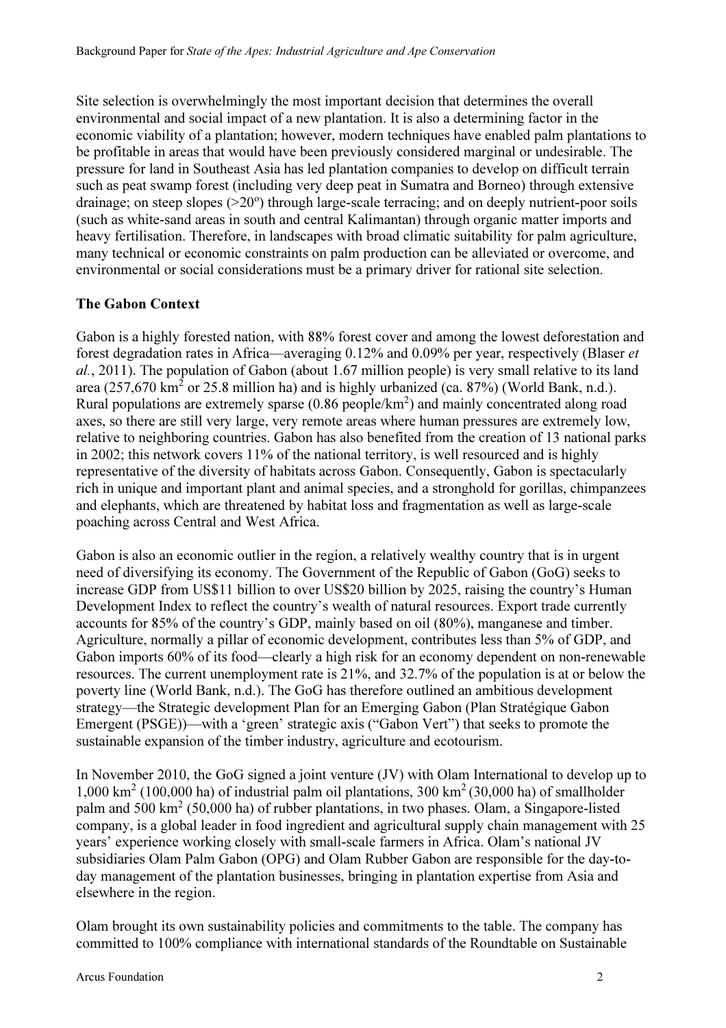Site selection is overwhelmingly the most important decision that determines the overall environmental and social impact of a new plantation. It is also a determining factor in the economic viability of a plantation; however, modern techniques have enabled palm plantations to be profitable in areas that would have been previously considered marginal or undesirable. The pressure for land in Southeast Asia has led plantation companies to develop on difficult terrain such as peat swamp forest (including very deep peat in Sumatra and Borneo) through extensive drainage; on steep slopes (>20°) through large-scale terracing; and on deeply nutrient-poor soils (such as white-sand areas in south and central Kalimantan) through organic matter imports and heavy fertilisation. Therefore, in landscapes with broad climatic suitability for palm agriculture, many technical or economic constraints on palm production can be alleviated or overcome, and environmental or social considerations must be a primary driver for rational site selection.

### The Gabon Context

Gabon is a highly forested nation, with 88% forest cover and among the lowest deforestation and forest degradation rates in Africa—averaging 0.12% and 0.09% per year, respectively (Blaser *et al.*, 2011). The population of Gabon (about 1.67 million people) is very small relative to its land area (257,670 km$^2$ or 25.8 million ha) and is highly urbanized (ca. 87%) (World Bank, n.d.). Rural populations are extremely sparse (0.86 people/km$^2$) and mainly concentrated along road axes, so there are still very large, very remote areas where human pressures are extremely low, relative to neighboring countries. Gabon has also benefited from the creation of 13 national parks in 2002; this network covers 11% of the national territory, is well resourced and is highly representative of the diversity of habitats across Gabon. Consequently, Gabon is spectacularly rich in unique and important plant and animal species, and a stronghold for gorillas, chimpanzees and elephants, which are threatened by habitat loss and fragmentation as well as large-scale poaching across Central and West Africa.

Gabon is also an economic outlier in the region, a relatively wealthy country that is in urgent need of diversifying its economy. The Government of the Republic of Gabon (GoG) seeks to increase GDP from US$11 billion to over US$20 billion by 2025, raising the country's Human Development Index to reflect the country's wealth of natural resources. Export trade currently accounts for 85% of the country's GDP, mainly based on oil (80%), manganese and timber. Agriculture, normally a pillar of economic development, contributes less than 5% of GDP, and Gabon imports 60% of its food—clearly a high risk for an economy dependent on non-renewable resources. The current unemployment rate is 21%, and 32.7% of the population is at or below the poverty line (World Bank, n.d.). The GoG has therefore outlined an ambitious development strategy—the Strategic development Plan for an Emerging Gabon (Plan Stratégique Gabon Emergent (PSGE))—with a 'green' strategic axis ("Gabon Vert") that seeks to promote the sustainable expansion of the timber industry, agriculture and ecotourism.

In November 2010, the GoG signed a joint venture (JV) with Olam International to develop up to 1,000 km$^2$ (100,000 ha) of industrial palm oil plantations, 300 km$^2$ (30,000 ha) of smallholder palm and 500 km$^2$ (50,000 ha) of rubber plantations, in two phases. Olam, a Singapore-listed company, is a global leader in food ingredient and agricultural supply chain management with 25 years' experience working closely with small-scale farmers in Africa. Olam's national JV subsidiaries Olam Palm Gabon (OPG) and Olam Rubber Gabon are responsible for the day-to-day management of the plantation businesses, bringing in plantation expertise from Asia and elsewhere in the region.

Olam brought its own sustainability policies and commitments to the table. The company has committed to 100% compliance with international standards of the Roundtable on Sustainable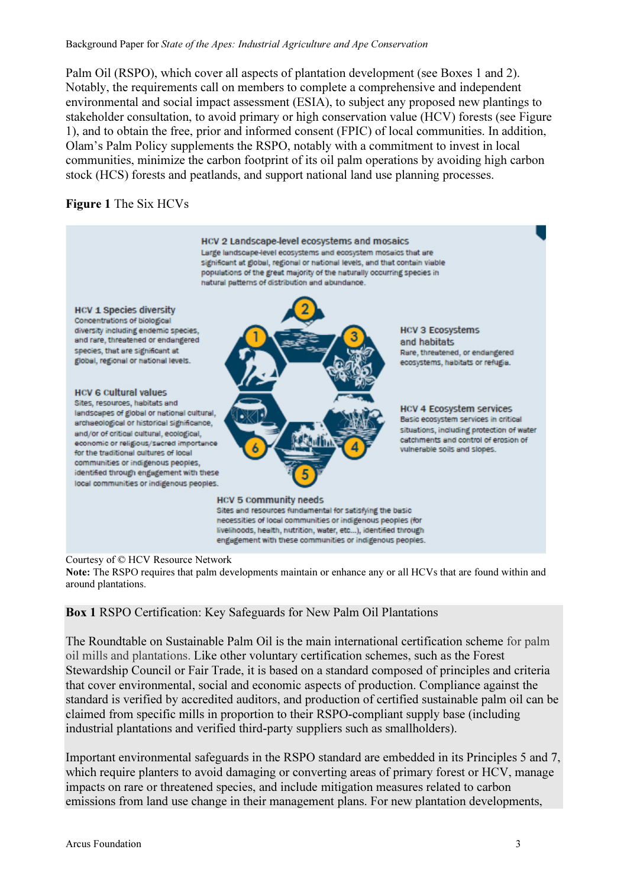Palm Oil (RSPO), which cover all aspects of plantation development (see Boxes 1 and 2). Notably, the requirements call on members to complete a comprehensive and independent environmental and social impact assessment (ESIA), to subject any proposed new plantings to stakeholder consultation, to avoid primary or high conservation value (HCV) forests (see Figure 1), and to obtain the free, prior and informed consent (FPIC) of local communities. In addition, Olam's Palm Policy supplements the RSPO, notably with a commitment to invest in local communities, minimize the carbon footprint of its oil palm operations by avoiding high carbon stock (HCS) forests and peatlands, and support national land use planning processes.

**Figure 1** The Six HCVs

**HCV 1 Species diversity**
Concentrations of biological diversity including endemic species, and rare, threatened or endangered species, that are significant at global, regional or national levels.

**HCV 2 Landscape-level ecosystems and mosaics**
Large landscape-level ecosystems and ecosystem mosaics that are significant at global, regional or national levels, and that contain viable populations of the great majority of the naturally occurring species in natural patterns of distribution and abundance.

**HCV 3 Ecosystems and habitats**
Rare, threatened, or endangered ecosystems, habitats or refugia.

**HCV 4 Ecosystem services**
Basic ecosystem services in critical situations, including protection of water catchments and control of erosion of vulnerable soils and slopes.

**HCV 5 Community needs**
Sites and resources fundamental for satisfying the basic necessities of local communities or indigenous peoples (for livelihoods, health, nutrition, water, etc...), identified through engagement with these communities or indigenous peoples.

**HCV 6 Cultural values**
Sites, resources, habitats and landscapes of global or national cultural, archaeological or historical significance, and/or of critical cultural, ecological, economic or religious/sacred importance for the traditional cultures of local communities or indigenous peoples, identified through engagement with these local communities or indigenous peoples.

Courtesy of © HCV Resource Network

**Note:** The RSPO requires that palm developments maintain or enhance any or all HCVs that are found within and around plantations.

**Box 1** RSPO Certification: Key Safeguards for New Palm Oil Plantations

The Roundtable on Sustainable Palm Oil is the main international certification scheme for palm oil mills and plantations. Like other voluntary certification schemes, such as the Forest Stewardship Council or Fair Trade, it is based on a standard composed of principles and criteria that cover environmental, social and economic aspects of production. Compliance against the standard is verified by accredited auditors, and production of certified sustainable palm oil can be claimed from specific mills in proportion to their RSPO-compliant supply base (including industrial plantations and verified third-party suppliers such as smallholders).

Important environmental safeguards in the RSPO standard are embedded in its Principles 5 and 7, which require planters to avoid damaging or converting areas of primary forest or HCV, manage impacts on rare or threatened species, and include mitigation measures related to carbon emissions from land use change in their management plans. For new plantation developments,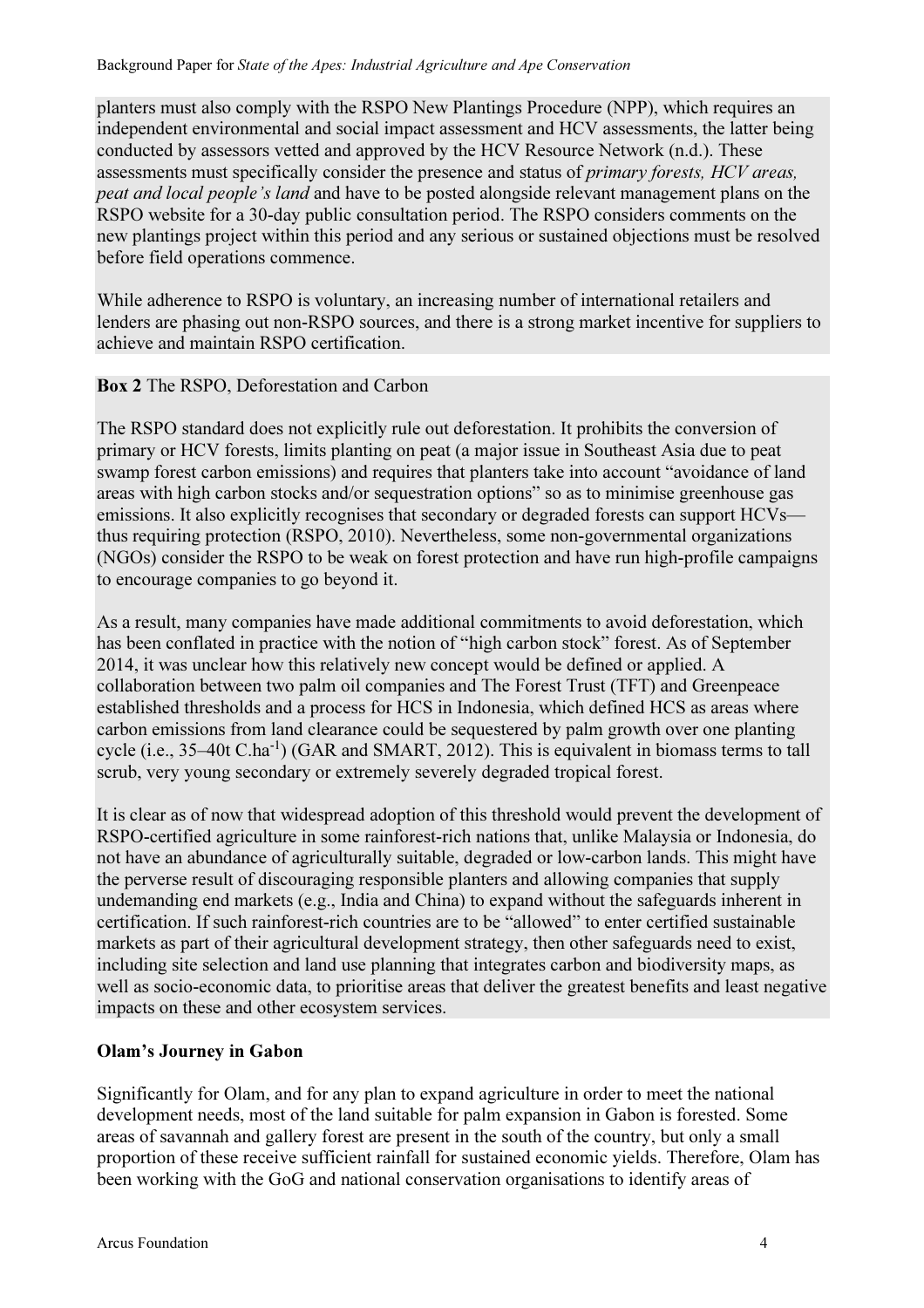planters must also comply with the RSPO New Plantings Procedure (NPP), which requires an independent environmental and social impact assessment and HCV assessments, the latter being conducted by assessors vetted and approved by the HCV Resource Network (n.d.). These assessments must specifically consider the presence and status of *primary forests, HCV areas, peat and local people's land* and have to be posted alongside relevant management plans on the RSPO website for a 30-day public consultation period. The RSPO considers comments on the new plantings project within this period and any serious or sustained objections must be resolved before field operations commence.

While adherence to RSPO is voluntary, an increasing number of international retailers and lenders are phasing out non-RSPO sources, and there is a strong market incentive for suppliers to achieve and maintain RSPO certification.

**Box 2** The RSPO, Deforestation and Carbon

The RSPO standard does not explicitly rule out deforestation. It prohibits the conversion of primary or HCV forests, limits planting on peat (a major issue in Southeast Asia due to peat swamp forest carbon emissions) and requires that planters take into account "avoidance of land areas with high carbon stocks and/or sequestration options" so as to minimise greenhouse gas emissions. It also explicitly recognises that secondary or degraded forests can support HCVs—thus requiring protection (RSPO, 2010). Nevertheless, some non-governmental organizations (NGOs) consider the RSPO to be weak on forest protection and have run high-profile campaigns to encourage companies to go beyond it.

As a result, many companies have made additional commitments to avoid deforestation, which has been conflated in practice with the notion of "high carbon stock" forest. As of September 2014, it was unclear how this relatively new concept would be defined or applied. A collaboration between two palm oil companies and The Forest Trust (TFT) and Greenpeace established thresholds and a process for HCS in Indonesia, which defined HCS as areas where carbon emissions from land clearance could be sequestered by palm growth over one planting cycle (i.e., 35–40t $C.ha^{-1}$) (GAR and SMART, 2012). This is equivalent in biomass terms to tall scrub, very young secondary or extremely severely degraded tropical forest.

It is clear as of now that widespread adoption of this threshold would prevent the development of RSPO-certified agriculture in some rainforest-rich nations that, unlike Malaysia or Indonesia, do not have an abundance of agriculturally suitable, degraded or low-carbon lands. This might have the perverse result of discouraging responsible planters and allowing companies that supply undemanding end markets (e.g., India and China) to expand without the safeguards inherent in certification. If such rainforest-rich countries are to be "allowed" to enter certified sustainable markets as part of their agricultural development strategy, then other safeguards need to exist, including site selection and land use planning that integrates carbon and biodiversity maps, as well as socio-economic data, to prioritise areas that deliver the greatest benefits and least negative impacts on these and other ecosystem services.

**Olam's Journey in Gabon**

Significantly for Olam, and for any plan to expand agriculture in order to meet the national development needs, most of the land suitable for palm expansion in Gabon is forested. Some areas of savannah and gallery forest are present in the south of the country, but only a small proportion of these receive sufficient rainfall for sustained economic yields. Therefore, Olam has been working with the GoG and national conservation organisations to identify areas of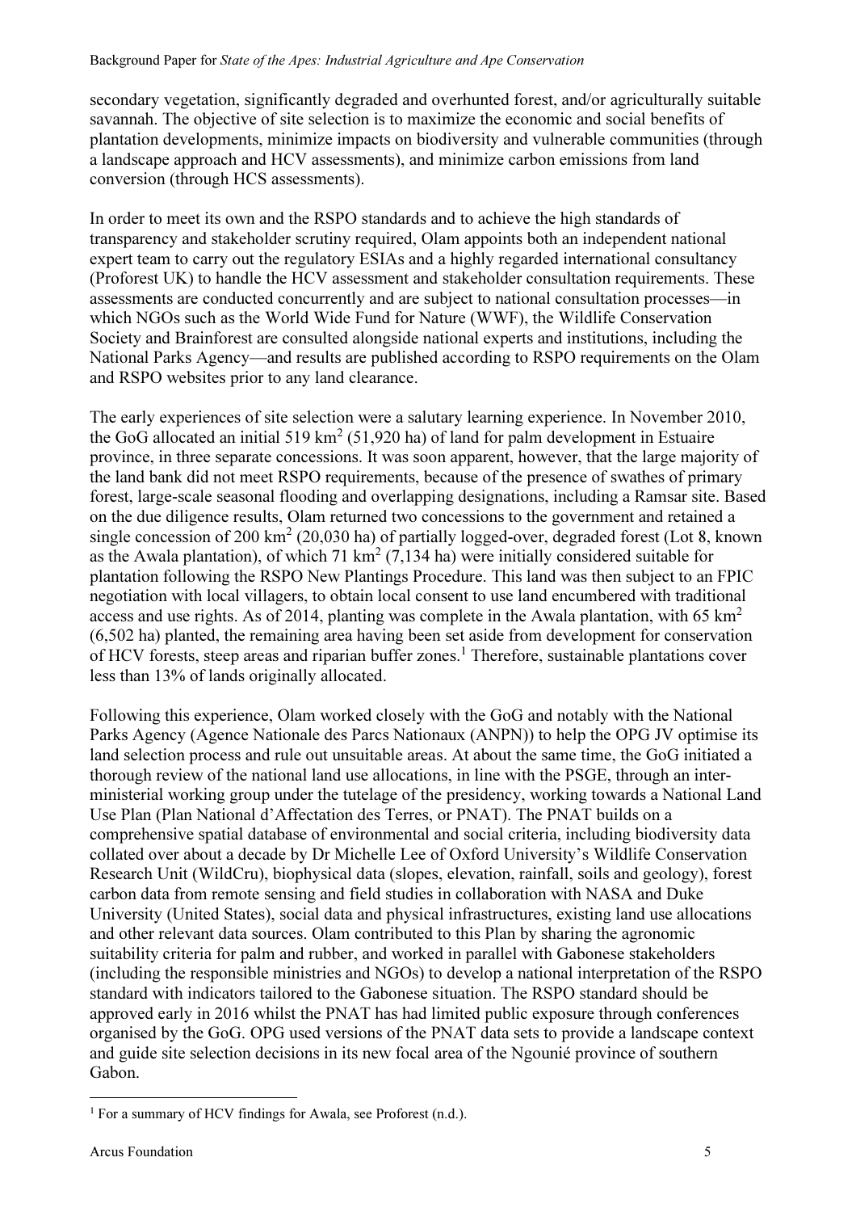secondary vegetation, significantly degraded and overhunted forest, and/or agriculturally suitable savannah. The objective of site selection is to maximize the economic and social benefits of plantation developments, minimize impacts on biodiversity and vulnerable communities (through a landscape approach and HCV assessments), and minimize carbon emissions from land conversion (through HCS assessments).

In order to meet its own and the RSPO standards and to achieve the high standards of transparency and stakeholder scrutiny required, Olam appoints both an independent national expert team to carry out the regulatory ESIAs and a highly regarded international consultancy (Proforest UK) to handle the HCV assessment and stakeholder consultation requirements. These assessments are conducted concurrently and are subject to national consultation processes—in which NGOs such as the World Wide Fund for Nature (WWF), the Wildlife Conservation Society and Brainforest are consulted alongside national experts and institutions, including the National Parks Agency—and results are published according to RSPO requirements on the Olam and RSPO websites prior to any land clearance.

The early experiences of site selection were a salutary learning experience. In November 2010, the GoG allocated an initial 519 km$^2$ (51,920 ha) of land for palm development in Estuaire province, in three separate concessions. It was soon apparent, however, that the large majority of the land bank did not meet RSPO requirements, because of the presence of swathes of primary forest, large-scale seasonal flooding and overlapping designations, including a Ramsar site. Based on the due diligence results, Olam returned two concessions to the government and retained a single concession of 200 km$^2$ (20,030 ha) of partially logged-over, degraded forest (Lot 8, known as the Awala plantation), of which 71 km$^2$ (7,134 ha) were initially considered suitable for plantation following the RSPO New Plantings Procedure. This land was then subject to an FPIC negotiation with local villagers, to obtain local consent to use land encumbered with traditional access and use rights. As of 2014, planting was complete in the Awala plantation, with 65 km$^2$ (6,502 ha) planted, the remaining area having been set aside from development for conservation of HCV forests, steep areas and riparian buffer zones.[1] Therefore, sustainable plantations cover less than 13% of lands originally allocated.

Following this experience, Olam worked closely with the GoG and notably with the National Parks Agency (Agence Nationale des Parcs Nationaux (ANPN)) to help the OPG JV optimise its land selection process and rule out unsuitable areas. At about the same time, the GoG initiated a thorough review of the national land use allocations, in line with the PSGE, through an inter-ministerial working group under the tutelage of the presidency, working towards a National Land Use Plan (Plan National d'Affectation des Terres, or PNAT). The PNAT builds on a comprehensive spatial database of environmental and social criteria, including biodiversity data collated over about a decade by Dr Michelle Lee of Oxford University's Wildlife Conservation Research Unit (WildCru), biophysical data (slopes, elevation, rainfall, soils and geology), forest carbon data from remote sensing and field studies in collaboration with NASA and Duke University (United States), social data and physical infrastructures, existing land use allocations and other relevant data sources. Olam contributed to this Plan by sharing the agronomic suitability criteria for palm and rubber, and worked in parallel with Gabonese stakeholders (including the responsible ministries and NGOs) to develop a national interpretation of the RSPO standard with indicators tailored to the Gabonese situation. The RSPO standard should be approved early in 2016 whilst the PNAT has had limited public exposure through conferences organised by the GoG. OPG used versions of the PNAT data sets to provide a landscape context and guide site selection decisions in its new focal area of the Ngounié province of southern Gabon.

[1] For a summary of HCV findings for Awala, see Proforest (n.d.).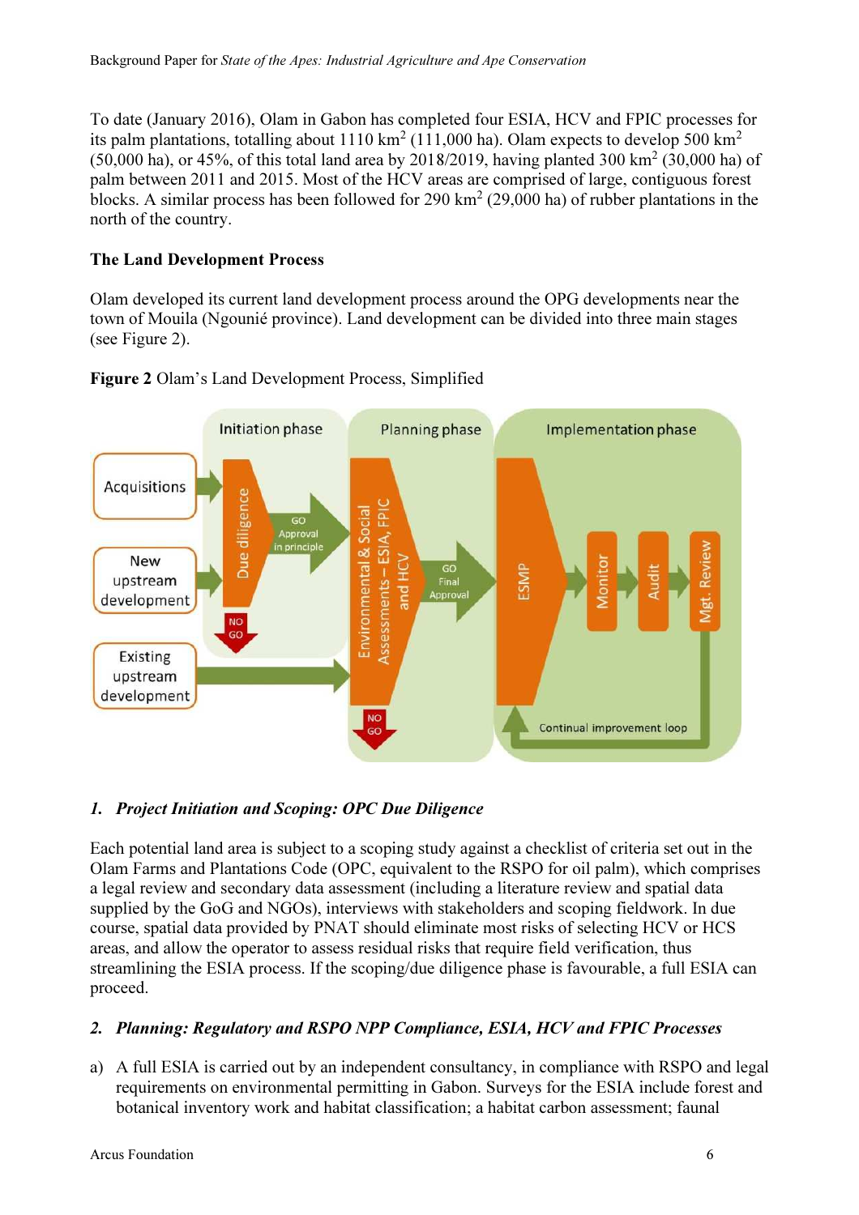To date (January 2016), Olam in Gabon has completed four ESIA, HCV and FPIC processes for its palm plantations, totalling about 1110 km$^2$ (111,000 ha). Olam expects to develop 500 km$^2$ (50,000 ha), or 45%, of this total land area by 2018/2019, having planted 300 km$^2$ (30,000 ha) of palm between 2011 and 2015. Most of the HCV areas are comprised of large, contiguous forest blocks. A similar process has been followed for 290 km$^2$ (29,000 ha) of rubber plantations in the north of the country.

**The Land Development Process**

Olam developed its current land development process around the OPG developments near the town of Mouila (Ngounié province). Land development can be divided into three main stages (see Figure 2).

**Figure 2** Olam's Land Development Process, Simplified

Initiation phase | Planning phase | Implementation phase

Acquisitions

New upstream development

Existing upstream development

Due diligence

GO Approval in principle

NO GO

Environmental & Social Assessments – ESIA, FPIC and HCV

GO Final Approval

NO GO

ESMP

Monitor

Audit

Mgt. Review

Continual improvement loop

*1. Project Initiation and Scoping: OPC Due Diligence*

Each potential land area is subject to a scoping study against a checklist of criteria set out in the Olam Farms and Plantations Code (OPC, equivalent to the RSPO for oil palm), which comprises a legal review and secondary data assessment (including a literature review and spatial data supplied by the GoG and NGOs), interviews with stakeholders and scoping fieldwork. In due course, spatial data provided by PNAT should eliminate most risks of selecting HCV or HCS areas, and allow the operator to assess residual risks that require field verification, thus streamlining the ESIA process. If the scoping/due diligence phase is favourable, a full ESIA can proceed.

*2. Planning: Regulatory and RSPO NPP Compliance, ESIA, HCV and FPIC Processes*

a) A full ESIA is carried out by an independent consultancy, in compliance with RSPO and legal requirements on environmental permitting in Gabon. Surveys for the ESIA include forest and botanical inventory work and habitat classification; a habitat carbon assessment; faunal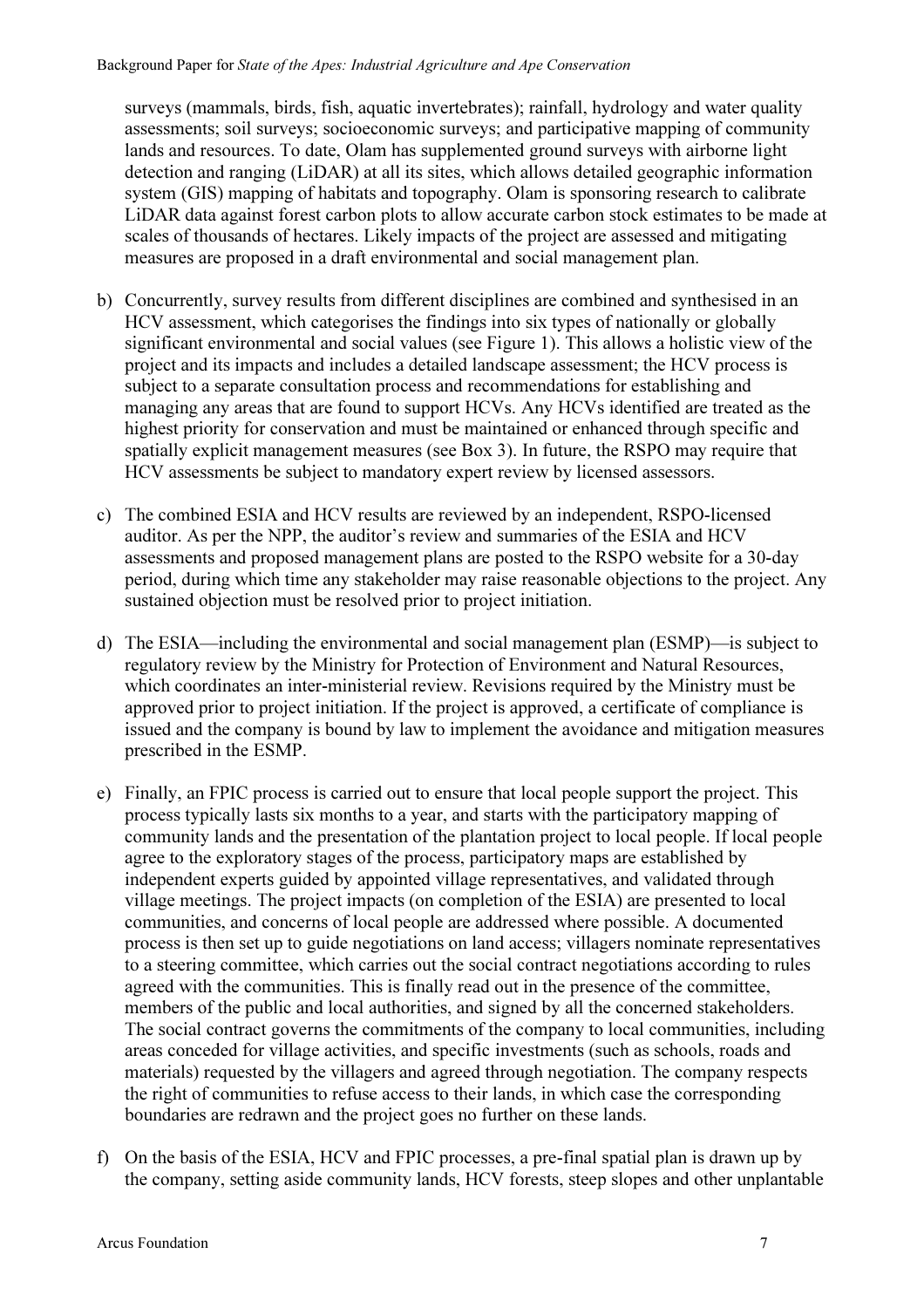surveys (mammals, birds, fish, aquatic invertebrates); rainfall, hydrology and water quality assessments; soil surveys; socioeconomic surveys; and participative mapping of community lands and resources. To date, Olam has supplemented ground surveys with airborne light detection and ranging (LiDAR) at all its sites, which allows detailed geographic information system (GIS) mapping of habitats and topography. Olam is sponsoring research to calibrate LiDAR data against forest carbon plots to allow accurate carbon stock estimates to be made at scales of thousands of hectares. Likely impacts of the project are assessed and mitigating measures are proposed in a draft environmental and social management plan.

b) Concurrently, survey results from different disciplines are combined and synthesised in an HCV assessment, which categorises the findings into six types of nationally or globally significant environmental and social values (see Figure 1). This allows a holistic view of the project and its impacts and includes a detailed landscape assessment; the HCV process is subject to a separate consultation process and recommendations for establishing and managing any areas that are found to support HCVs. Any HCVs identified are treated as the highest priority for conservation and must be maintained or enhanced through specific and spatially explicit management measures (see Box 3). In future, the RSPO may require that HCV assessments be subject to mandatory expert review by licensed assessors.

c) The combined ESIA and HCV results are reviewed by an independent, RSPO-licensed auditor. As per the NPP, the auditor's review and summaries of the ESIA and HCV assessments and proposed management plans are posted to the RSPO website for a 30-day period, during which time any stakeholder may raise reasonable objections to the project. Any sustained objection must be resolved prior to project initiation.

d) The ESIA—including the environmental and social management plan (ESMP)—is subject to regulatory review by the Ministry for Protection of Environment and Natural Resources, which coordinates an inter-ministerial review. Revisions required by the Ministry must be approved prior to project initiation. If the project is approved, a certificate of compliance is issued and the company is bound by law to implement the avoidance and mitigation measures prescribed in the ESMP.

e) Finally, an FPIC process is carried out to ensure that local people support the project. This process typically lasts six months to a year, and starts with the participatory mapping of community lands and the presentation of the plantation project to local people. If local people agree to the exploratory stages of the process, participatory maps are established by independent experts guided by appointed village representatives, and validated through village meetings. The project impacts (on completion of the ESIA) are presented to local communities, and concerns of local people are addressed where possible. A documented process is then set up to guide negotiations on land access; villagers nominate representatives to a steering committee, which carries out the social contract negotiations according to rules agreed with the communities. This is finally read out in the presence of the committee, members of the public and local authorities, and signed by all the concerned stakeholders. The social contract governs the commitments of the company to local communities, including areas conceded for village activities, and specific investments (such as schools, roads and materials) requested by the villagers and agreed through negotiation. The company respects the right of communities to refuse access to their lands, in which case the corresponding boundaries are redrawn and the project goes no further on these lands.

f) On the basis of the ESIA, HCV and FPIC processes, a pre-final spatial plan is drawn up by the company, setting aside community lands, HCV forests, steep slopes and other unplantable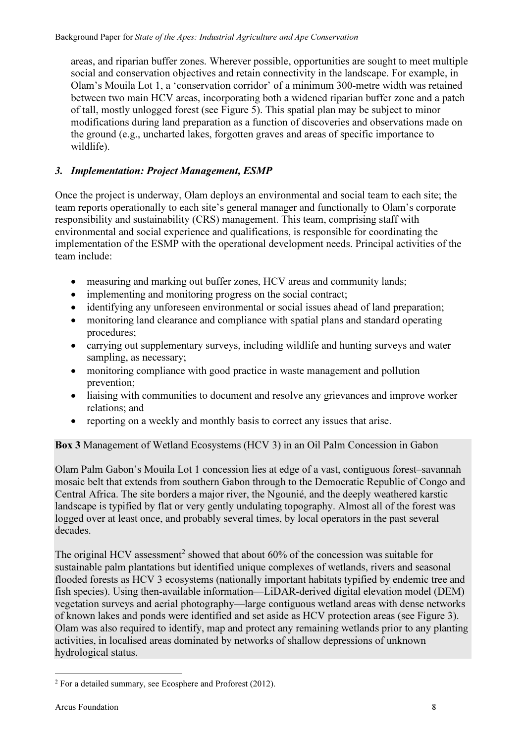areas, and riparian buffer zones. Wherever possible, opportunities are sought to meet multiple social and conservation objectives and retain connectivity in the landscape. For example, in Olam's Mouila Lot 1, a 'conservation corridor' of a minimum 300-metre width was retained between two main HCV areas, incorporating both a widened riparian buffer zone and a patch of tall, mostly unlogged forest (see Figure 5). This spatial plan may be subject to minor modifications during land preparation as a function of discoveries and observations made on the ground (e.g., uncharted lakes, forgotten graves and areas of specific importance to wildlife).

### *3. Implementation: Project Management, ESMP*

Once the project is underway, Olam deploys an environmental and social team to each site; the team reports operationally to each site's general manager and functionally to Olam's corporate responsibility and sustainability (CRS) management. This team, comprising staff with environmental and social experience and qualifications, is responsible for coordinating the implementation of the ESMP with the operational development needs. Principal activities of the team include:

- measuring and marking out buffer zones, HCV areas and community lands;
- implementing and monitoring progress on the social contract;
- identifying any unforeseen environmental or social issues ahead of land preparation;
- monitoring land clearance and compliance with spatial plans and standard operating procedures;
- carrying out supplementary surveys, including wildlife and hunting surveys and water sampling, as necessary;
- monitoring compliance with good practice in waste management and pollution prevention;
- liaising with communities to document and resolve any grievances and improve worker relations; and
- reporting on a weekly and monthly basis to correct any issues that arise.

**Box 3** Management of Wetland Ecosystems (HCV 3) in an Oil Palm Concession in Gabon

Olam Palm Gabon's Mouila Lot 1 concession lies at edge of a vast, contiguous forest–savannah mosaic belt that extends from southern Gabon through to the Democratic Republic of Congo and Central Africa. The site borders a major river, the Ngounié, and the deeply weathered karstic landscape is typified by flat or very gently undulating topography. Almost all of the forest was logged over at least once, and probably several times, by local operators in the past several decades.

The original HCV assessment[2] showed that about 60% of the concession was suitable for sustainable palm plantations but identified unique complexes of wetlands, rivers and seasonal flooded forests as HCV 3 ecosystems (nationally important habitats typified by endemic tree and fish species). Using then-available information—LiDAR-derived digital elevation model (DEM) vegetation surveys and aerial photography—large contiguous wetland areas with dense networks of known lakes and ponds were identified and set aside as HCV protection areas (see Figure 3). Olam was also required to identify, map and protect any remaining wetlands prior to any planting activities, in localised areas dominated by networks of shallow depressions of unknown hydrological status.

[2] For a detailed summary, see Ecosphere and Proforest (2012).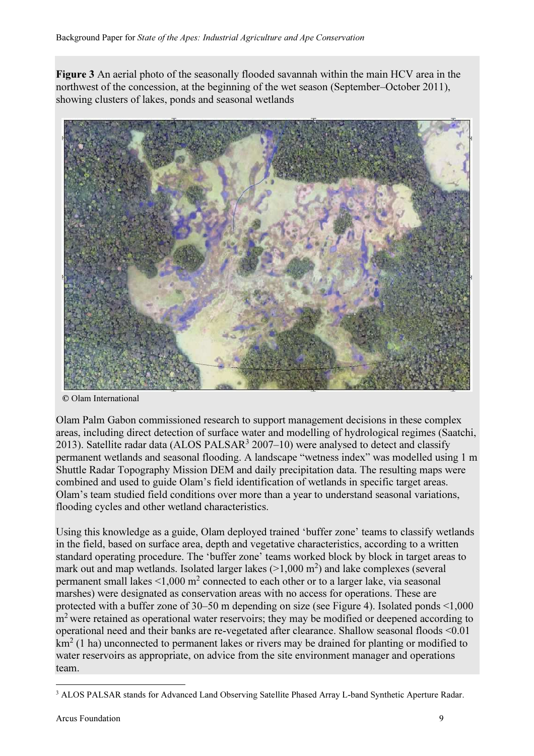**Figure 3** An aerial photo of the seasonally flooded savannah within the main HCV area in the northwest of the concession, at the beginning of the wet season (September–October 2011), showing clusters of lakes, ponds and seasonal wetlands

© Olam International

Olam Palm Gabon commissioned research to support management decisions in these complex areas, including direct detection of surface water and modelling of hydrological regimes (Saatchi, 2013). Satellite radar data (ALOS PALSAR[3] 2007–10) were analysed to detect and classify permanent wetlands and seasonal flooding. A landscape "wetness index" was modelled using 1 m Shuttle Radar Topography Mission DEM and daily precipitation data. The resulting maps were combined and used to guide Olam's field identification of wetlands in specific target areas. Olam's team studied field conditions over more than a year to understand seasonal variations, flooding cycles and other wetland characteristics.

Using this knowledge as a guide, Olam deployed trained 'buffer zone' teams to classify wetlands in the field, based on surface area, depth and vegetative characteristics, according to a written standard operating procedure. The 'buffer zone' teams worked block by block in target areas to mark out and map wetlands. Isolated larger lakes (>1,000 $m^2$) and lake complexes (several permanent small lakes <1,000 $m^2$ connected to each other or to a larger lake, via seasonal marshes) were designated as conservation areas with no access for operations. These are protected with a buffer zone of 30–50 m depending on size (see Figure 4). Isolated ponds <1,000 $m^2$ were retained as operational water reservoirs; they may be modified or deepened according to operational need and their banks are re-vegetated after clearance. Shallow seasonal floods <0.01 $km^2$ (1 ha) unconnected to permanent lakes or rivers may be drained for planting or modified to water reservoirs as appropriate, on advice from the site environment manager and operations team.

---

[3] ALOS PALSAR stands for Advanced Land Observing Satellite Phased Array L-band Synthetic Aperture Radar.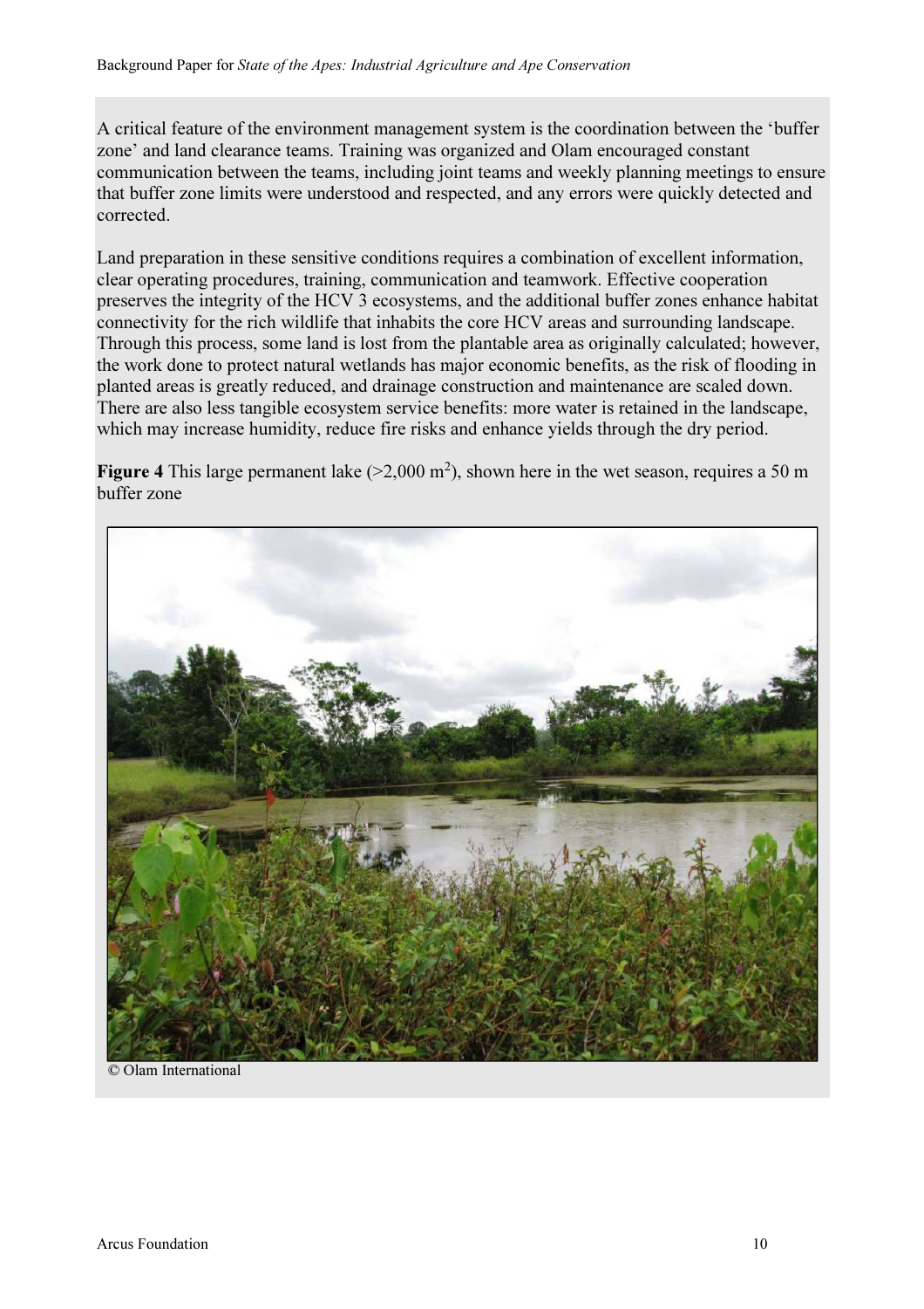A critical feature of the environment management system is the coordination between the 'buffer zone' and land clearance teams. Training was organized and Olam encouraged constant communication between the teams, including joint teams and weekly planning meetings to ensure that buffer zone limits were understood and respected, and any errors were quickly detected and corrected.

Land preparation in these sensitive conditions requires a combination of excellent information, clear operating procedures, training, communication and teamwork. Effective cooperation preserves the integrity of the HCV 3 ecosystems, and the additional buffer zones enhance habitat connectivity for the rich wildlife that inhabits the core HCV areas and surrounding landscape. Through this process, some land is lost from the plantable area as originally calculated; however, the work done to protect natural wetlands has major economic benefits, as the risk of flooding in planted areas is greatly reduced, and drainage construction and maintenance are scaled down. There are also less tangible ecosystem service benefits: more water is retained in the landscape, which may increase humidity, reduce fire risks and enhance yields through the dry period.

**Figure 4** This large permanent lake (>2,000 $m^2$), shown here in the wet season, requires a 50 m buffer zone

© Olam International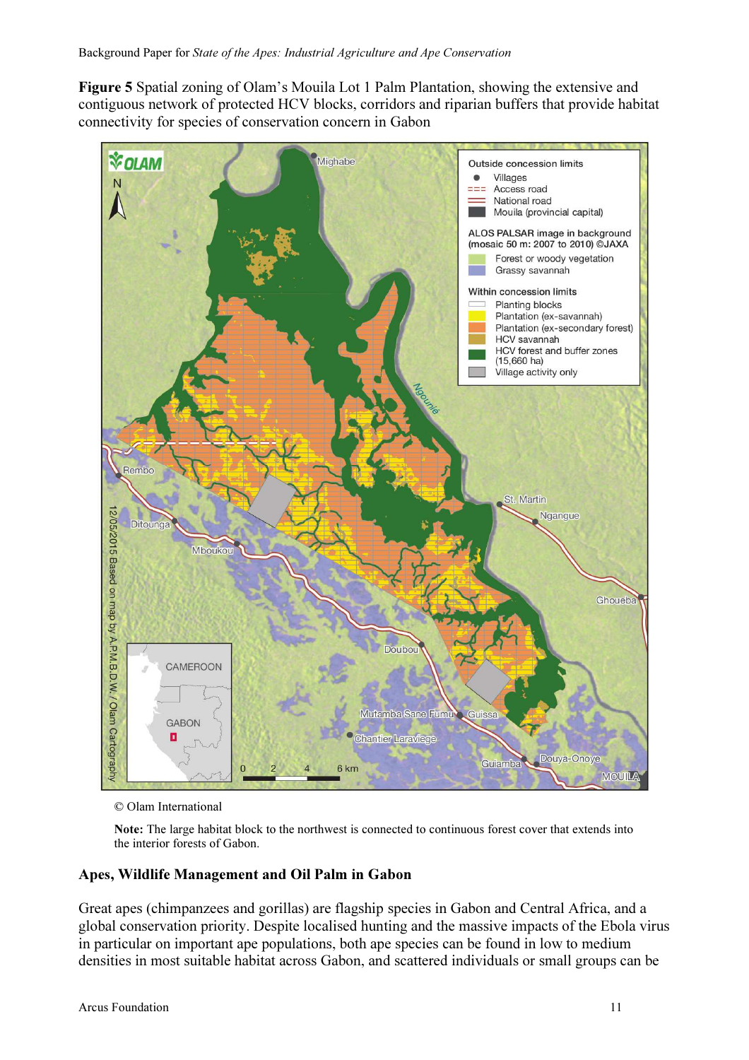**Figure 5** Spatial zoning of Olam's Mouila Lot 1 Palm Plantation, showing the extensive and contiguous network of protected HCV blocks, corridors and riparian buffers that provide habitat connectivity for species of conservation concern in Gabon

© Olam International

**Note:** The large habitat block to the northwest is connected to continuous forest cover that extends into the interior forests of Gabon.

## Apes, Wildlife Management and Oil Palm in Gabon

Great apes (chimpanzees and gorillas) are flagship species in Gabon and Central Africa, and a global conservation priority. Despite localised hunting and the massive impacts of the Ebola virus in particular on important ape populations, both ape species can be found in low to medium densities in most suitable habitat across Gabon, and scattered individuals or small groups can be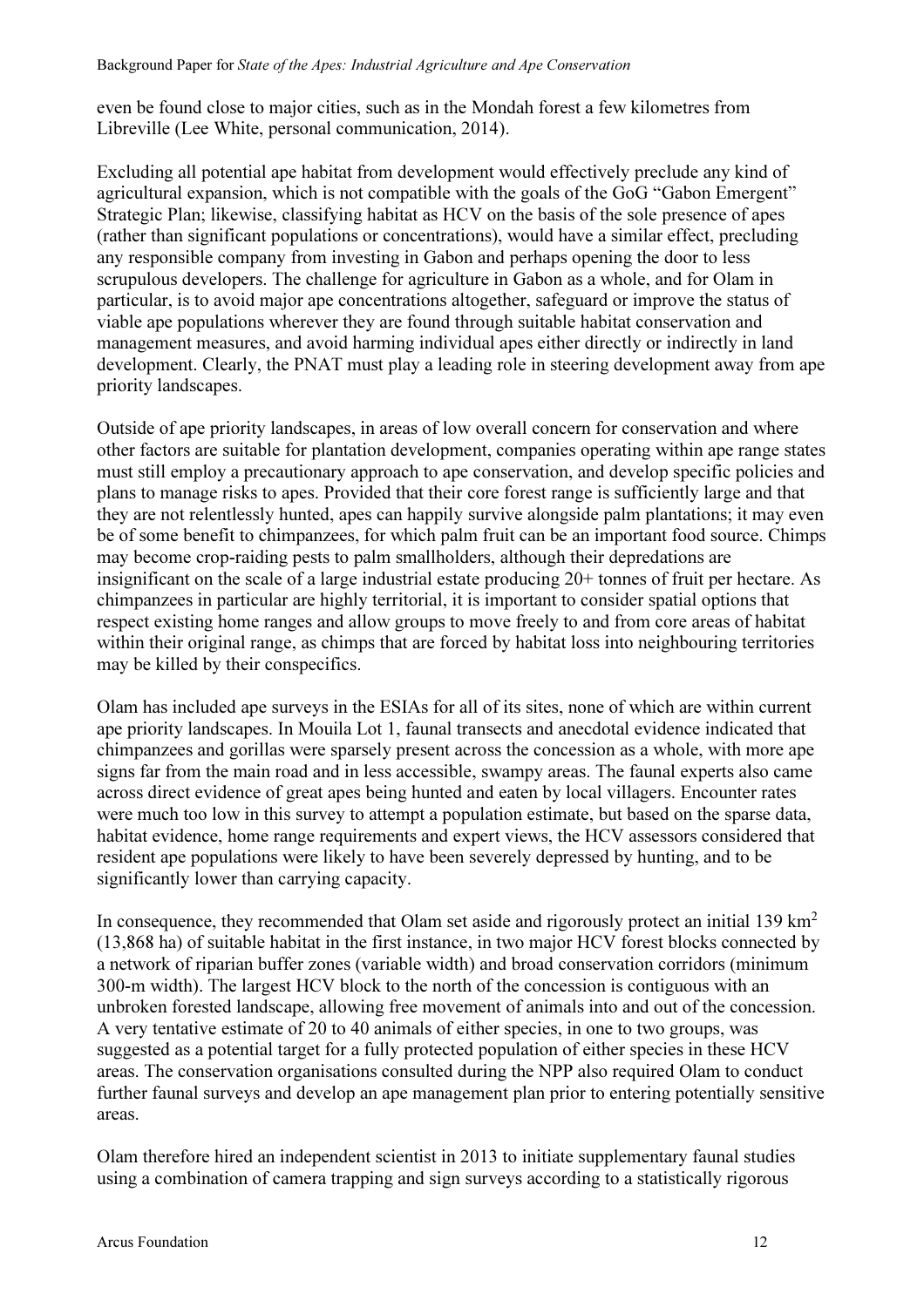even be found close to major cities, such as in the Mondah forest a few kilometres from Libreville (Lee White, personal communication, 2014).

Excluding all potential ape habitat from development would effectively preclude any kind of agricultural expansion, which is not compatible with the goals of the GoG "Gabon Emergent" Strategic Plan; likewise, classifying habitat as HCV on the basis of the sole presence of apes (rather than significant populations or concentrations), would have a similar effect, precluding any responsible company from investing in Gabon and perhaps opening the door to less scrupulous developers. The challenge for agriculture in Gabon as a whole, and for Olam in particular, is to avoid major ape concentrations altogether, safeguard or improve the status of viable ape populations wherever they are found through suitable habitat conservation and management measures, and avoid harming individual apes either directly or indirectly in land development. Clearly, the PNAT must play a leading role in steering development away from ape priority landscapes.

Outside of ape priority landscapes, in areas of low overall concern for conservation and where other factors are suitable for plantation development, companies operating within ape range states must still employ a precautionary approach to ape conservation, and develop specific policies and plans to manage risks to apes. Provided that their core forest range is sufficiently large and that they are not relentlessly hunted, apes can happily survive alongside palm plantations; it may even be of some benefit to chimpanzees, for which palm fruit can be an important food source. Chimps may become crop-raiding pests to palm smallholders, although their depredations are insignificant on the scale of a large industrial estate producing 20+ tonnes of fruit per hectare. As chimpanzees in particular are highly territorial, it is important to consider spatial options that respect existing home ranges and allow groups to move freely to and from core areas of habitat within their original range, as chimps that are forced by habitat loss into neighbouring territories may be killed by their conspecifics.

Olam has included ape surveys in the ESIAs for all of its sites, none of which are within current ape priority landscapes. In Mouila Lot 1, faunal transects and anecdotal evidence indicated that chimpanzees and gorillas were sparsely present across the concession as a whole, with more ape signs far from the main road and in less accessible, swampy areas. The faunal experts also came across direct evidence of great apes being hunted and eaten by local villagers. Encounter rates were much too low in this survey to attempt a population estimate, but based on the sparse data, habitat evidence, home range requirements and expert views, the HCV assessors considered that resident ape populations were likely to have been severely depressed by hunting, and to be significantly lower than carrying capacity.

In consequence, they recommended that Olam set aside and rigorously protect an initial 139 km$^2$ (13,868 ha) of suitable habitat in the first instance, in two major HCV forest blocks connected by a network of riparian buffer zones (variable width) and broad conservation corridors (minimum 300-m width). The largest HCV block to the north of the concession is contiguous with an unbroken forested landscape, allowing free movement of animals into and out of the concession. A very tentative estimate of 20 to 40 animals of either species, in one to two groups, was suggested as a potential target for a fully protected population of either species in these HCV areas. The conservation organisations consulted during the NPP also required Olam to conduct further faunal surveys and develop an ape management plan prior to entering potentially sensitive areas.

Olam therefore hired an independent scientist in 2013 to initiate supplementary faunal studies using a combination of camera trapping and sign surveys according to a statistically rigorous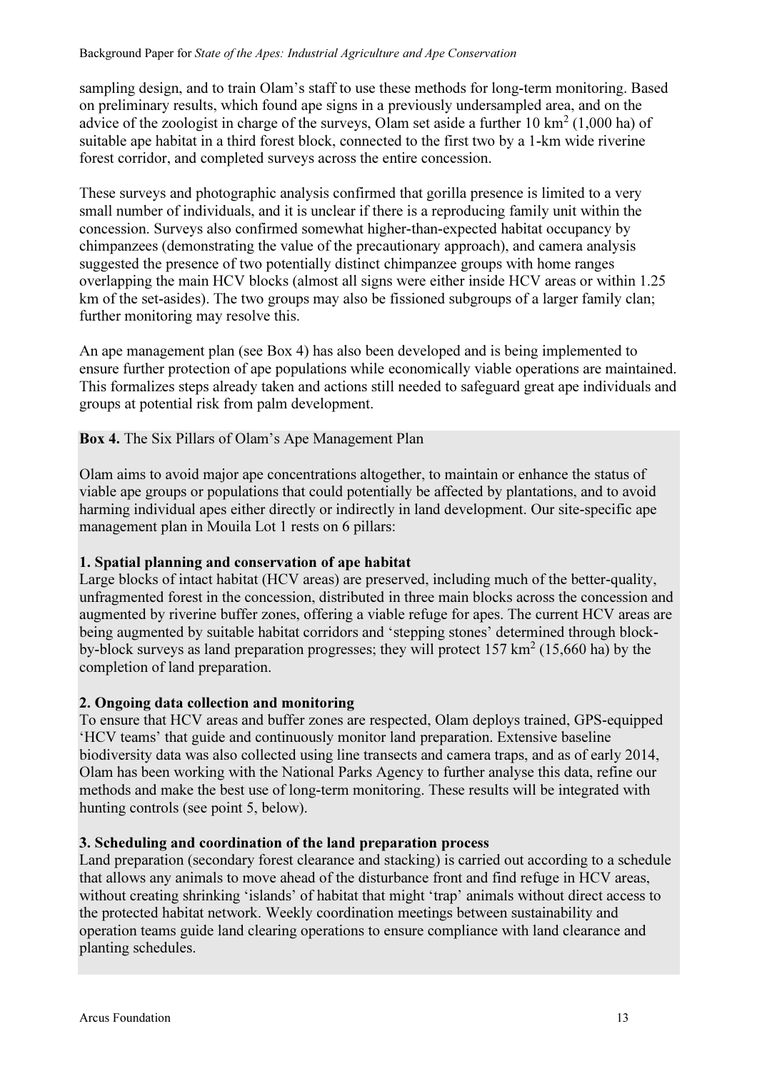sampling design, and to train Olam's staff to use these methods for long-term monitoring. Based on preliminary results, which found ape signs in a previously undersampled area, and on the advice of the zoologist in charge of the surveys, Olam set aside a further 10 km$^2$ (1,000 ha) of suitable ape habitat in a third forest block, connected to the first two by a 1-km wide riverine forest corridor, and completed surveys across the entire concession.

These surveys and photographic analysis confirmed that gorilla presence is limited to a very small number of individuals, and it is unclear if there is a reproducing family unit within the concession. Surveys also confirmed somewhat higher-than-expected habitat occupancy by chimpanzees (demonstrating the value of the precautionary approach), and camera analysis suggested the presence of two potentially distinct chimpanzee groups with home ranges overlapping the main HCV blocks (almost all signs were either inside HCV areas or within 1.25 km of the set-asides). The two groups may also be fissioned subgroups of a larger family clan; further monitoring may resolve this.

An ape management plan (see Box 4) has also been developed and is being implemented to ensure further protection of ape populations while economically viable operations are maintained. This formalizes steps already taken and actions still needed to safeguard great ape individuals and groups at potential risk from palm development.

**Box 4.** The Six Pillars of Olam's Ape Management Plan

Olam aims to avoid major ape concentrations altogether, to maintain or enhance the status of viable ape groups or populations that could potentially be affected by plantations, and to avoid harming individual apes either directly or indirectly in land development. Our site-specific ape management plan in Mouila Lot 1 rests on 6 pillars:

**1. Spatial planning and conservation of ape habitat**

Large blocks of intact habitat (HCV areas) are preserved, including much of the better-quality, unfragmented forest in the concession, distributed in three main blocks across the concession and augmented by riverine buffer zones, offering a viable refuge for apes. The current HCV areas are being augmented by suitable habitat corridors and 'stepping stones' determined through block-by-block surveys as land preparation progresses; they will protect 157 km$^2$ (15,660 ha) by the completion of land preparation.

**2. Ongoing data collection and monitoring**

To ensure that HCV areas and buffer zones are respected, Olam deploys trained, GPS-equipped 'HCV teams' that guide and continuously monitor land preparation. Extensive baseline biodiversity data was also collected using line transects and camera traps, and as of early 2014, Olam has been working with the National Parks Agency to further analyse this data, refine our methods and make the best use of long-term monitoring. These results will be integrated with hunting controls (see point 5, below).

**3. Scheduling and coordination of the land preparation process**

Land preparation (secondary forest clearance and stacking) is carried out according to a schedule that allows any animals to move ahead of the disturbance front and find refuge in HCV areas, without creating shrinking 'islands' of habitat that might 'trap' animals without direct access to the protected habitat network. Weekly coordination meetings between sustainability and operation teams guide land clearing operations to ensure compliance with land clearance and planting schedules.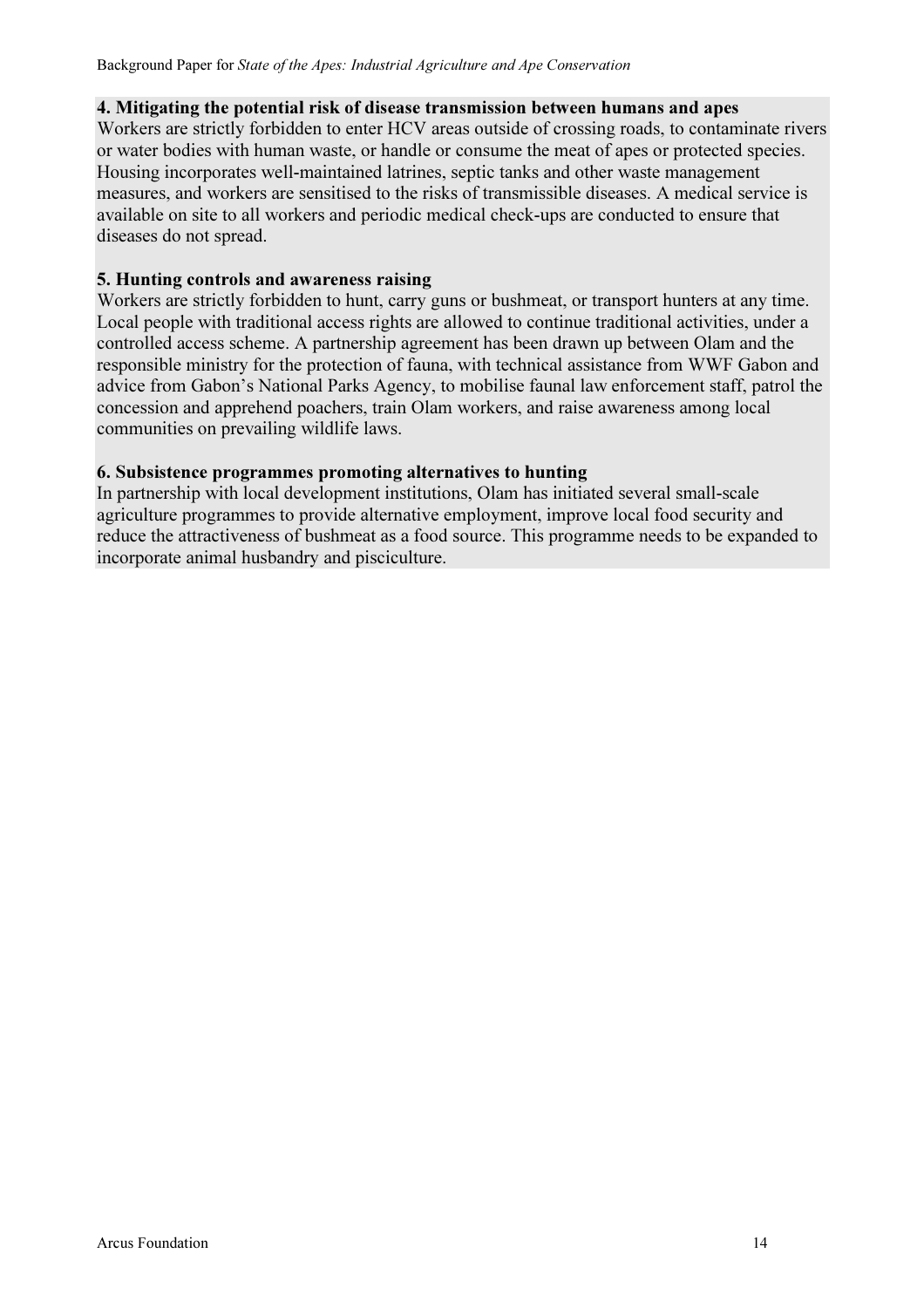**4. Mitigating the potential risk of disease transmission between humans and apes**

Workers are strictly forbidden to enter HCV areas outside of crossing roads, to contaminate rivers or water bodies with human waste, or handle or consume the meat of apes or protected species. Housing incorporates well-maintained latrines, septic tanks and other waste management measures, and workers are sensitised to the risks of transmissible diseases. A medical service is available on site to all workers and periodic medical check-ups are conducted to ensure that diseases do not spread.

**5. Hunting controls and awareness raising**

Workers are strictly forbidden to hunt, carry guns or bushmeat, or transport hunters at any time. Local people with traditional access rights are allowed to continue traditional activities, under a controlled access scheme. A partnership agreement has been drawn up between Olam and the responsible ministry for the protection of fauna, with technical assistance from WWF Gabon and advice from Gabon's National Parks Agency, to mobilise faunal law enforcement staff, patrol the concession and apprehend poachers, train Olam workers, and raise awareness among local communities on prevailing wildlife laws.

**6. Subsistence programmes promoting alternatives to hunting**

In partnership with local development institutions, Olam has initiated several small-scale agriculture programmes to provide alternative employment, improve local food security and reduce the attractiveness of bushmeat as a food source. This programme needs to be expanded to incorporate animal husbandry and pisciculture.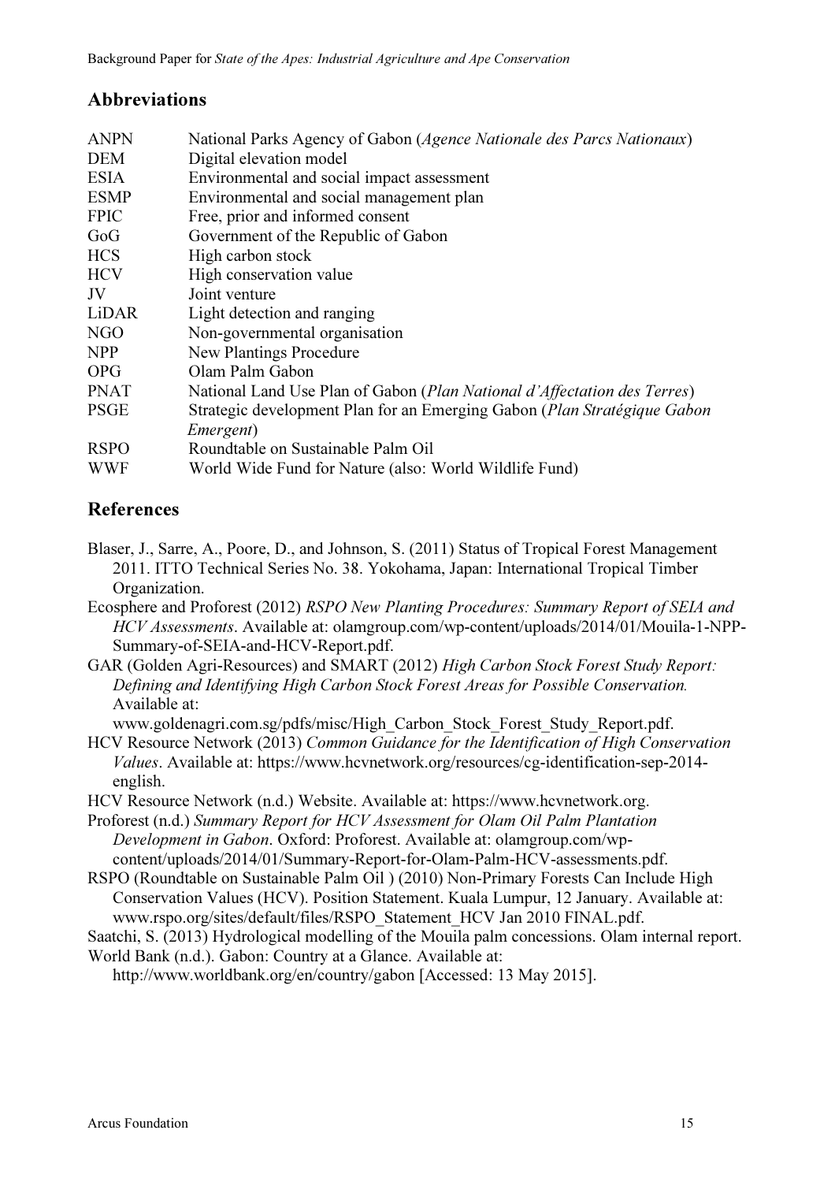## Abbreviations

| | |
|---|---|
| ANPN | National Parks Agency of Gabon (*Agence Nationale des Parcs Nationaux*) |
| DEM | Digital elevation model |
| ESIA | Environmental and social impact assessment |
| ESMP | Environmental and social management plan |
| FPIC | Free, prior and informed consent |
| GoG | Government of the Republic of Gabon |
| HCS | High carbon stock |
| HCV | High conservation value |
| JV | Joint venture |
| LiDAR | Light detection and ranging |
| NGO | Non-governmental organisation |
| NPP | New Plantings Procedure |
| OPG | Olam Palm Gabon |
| PNAT | National Land Use Plan of Gabon (*Plan National d'Affectation des Terres*) |
| PSGE | Strategic development Plan for an Emerging Gabon (*Plan Stratégique Gabon Emergent*) |
| RSPO | Roundtable on Sustainable Palm Oil |
| WWF | World Wide Fund for Nature (also: World Wildlife Fund) |

## References

Blaser, J., Sarre, A., Poore, D., and Johnson, S. (2011) Status of Tropical Forest Management 2011. ITTO Technical Series No. 38. Yokohama, Japan: International Tropical Timber Organization.

Ecosphere and Proforest (2012) *RSPO New Planting Procedures: Summary Report of SEIA and HCV Assessments*. Available at: olamgroup.com/wp-content/uploads/2014/01/Mouila-1-NPP-Summary-of-SEIA-and-HCV-Report.pdf.

GAR (Golden Agri-Resources) and SMART (2012) *High Carbon Stock Forest Study Report: Defining and Identifying High Carbon Stock Forest Areas for Possible Conservation.* Available at: www.goldenagri.com.sg/pdfs/misc/High_Carbon_Stock_Forest_Study_Report.pdf.

HCV Resource Network (2013) *Common Guidance for the Identification of High Conservation Values*. Available at: https://www.hcvnetwork.org/resources/cg-identification-sep-2014-english.

HCV Resource Network (n.d.) Website. Available at: https://www.hcvnetwork.org.

Proforest (n.d.) *Summary Report for HCV Assessment for Olam Oil Palm Plantation Development in Gabon*. Oxford: Proforest. Available at: olamgroup.com/wp-content/uploads/2014/01/Summary-Report-for-Olam-Palm-HCV-assessments.pdf.

RSPO (Roundtable on Sustainable Palm Oil ) (2010) Non-Primary Forests Can Include High Conservation Values (HCV). Position Statement. Kuala Lumpur, 12 January. Available at: www.rspo.org/sites/default/files/RSPO_Statement_HCV Jan 2010 FINAL.pdf.

Saatchi, S. (2013) Hydrological modelling of the Mouila palm concessions. Olam internal report.

World Bank (n.d.). Gabon: Country at a Glance. Available at: http://www.worldbank.org/en/country/gabon [Accessed: 13 May 2015].